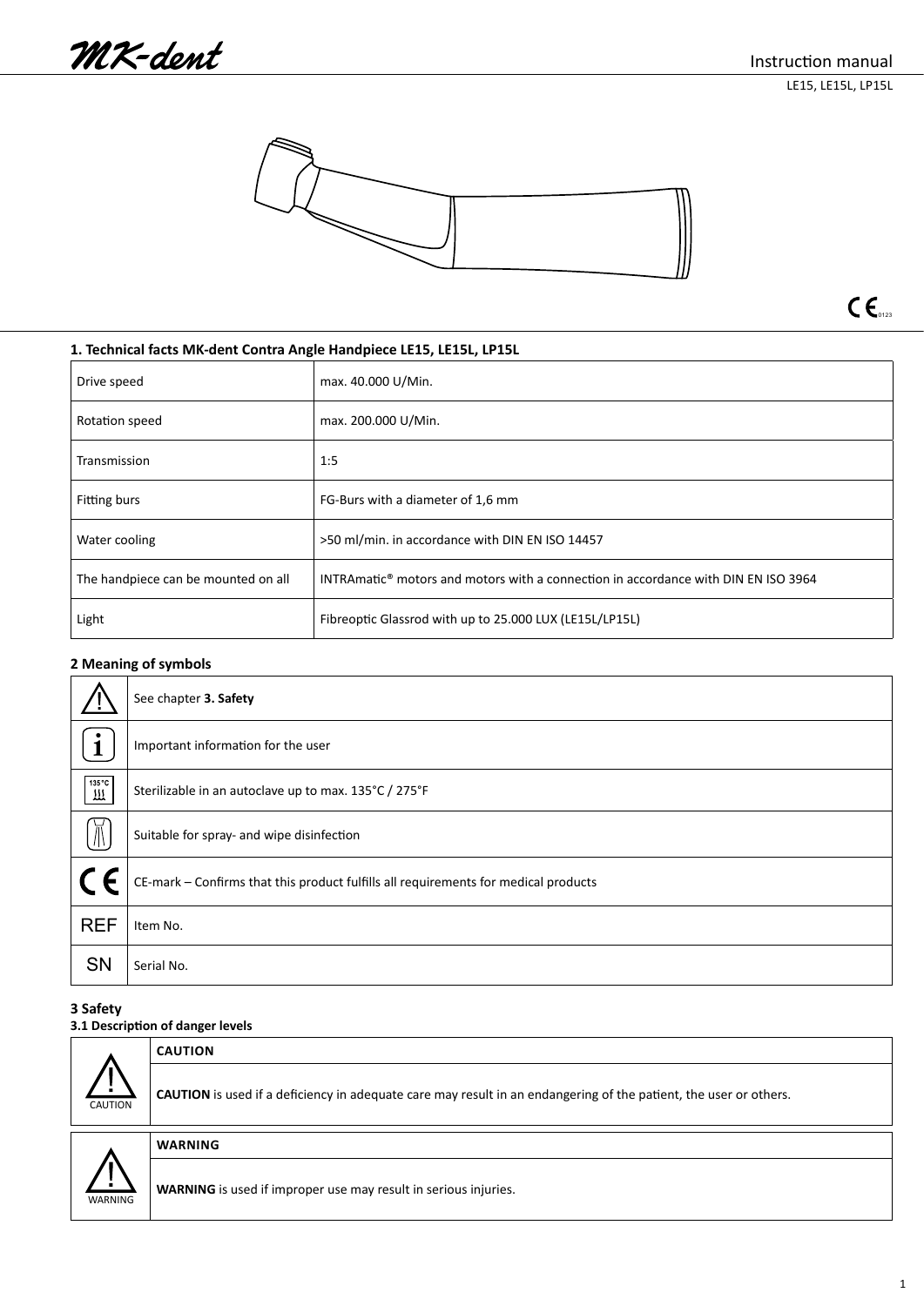MK-dent

Instruction manual

LE15, LE15L, LP15L

CE 0123

## 1. Technical facts MK-dent Contra Angle Handpiece LE15, LE15L, LP15L

| | |
|---|---|
| Drive speed | max. 40.000 U/Min. |
| Rotation speed | max. 200.000 U/Min. |
| Transmission | 1:5 |
| Fitting burs | FG-Burs with a diameter of 1,6 mm |
| Water cooling | >50 ml/min. in accordance with DIN EN ISO 14457 |
| The handpiece can be mounted on all | INTRAmatic® motors and motors with a connection in accordance with DIN EN ISO 3964 |
| Light | Fibreoptic Glassrod with up to 25.000 LUX (LE15L/LP15L) |

## 2 Meaning of symbols

| | |
|---|---|
| ⚠ | See chapter **3. Safety** |
| i | Important information for the user |
| 135°C | Sterilizable in an autoclave up to max. 135°C / 275°F |
| | Suitable for spray- and wipe disinfection |
| CE | CE-mark – Confirms that this product fulfills all requirements for medical products |
| REF | Item No. |
| SN | Serial No. |

## 3 Safety

### 3.1 Description of danger levels

| | |
|---|---|
| CAUTION | **CAUTION** |
| | **CAUTION** is used if a deficiency in adequate care may result in an endangering of the patient, the user or others. |

| | |
|---|---|
| WARNING | **WARNING** |
| | **WARNING** is used if improper use may result in serious injuries. |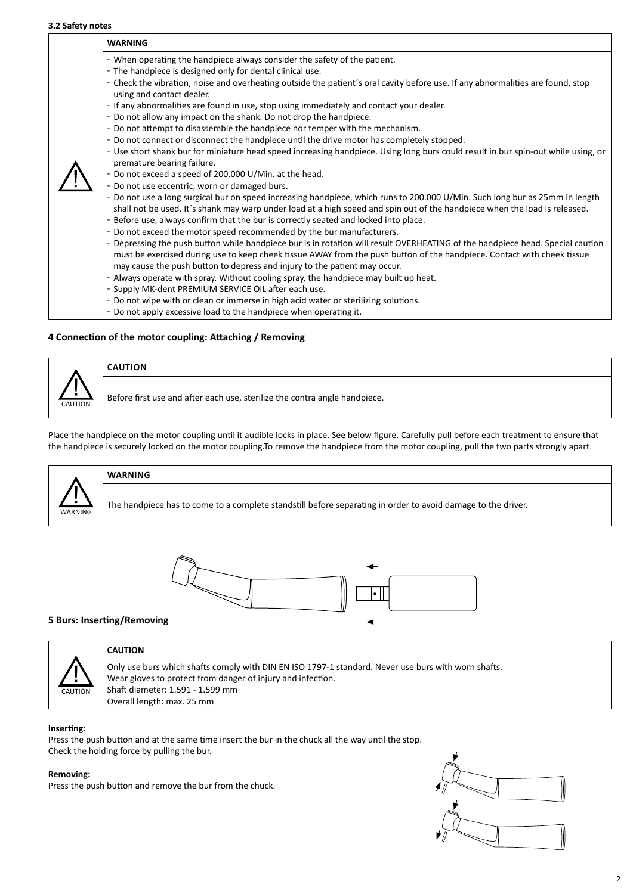### 3.2 Safety notes

| | **WARNING** |
|---|---|
| ⚠ | - When operating the handpiece always consider the safety of the patient.<br>- The handpiece is designed only for dental clinical use.<br>- Check the vibration, noise and overheating outside the patient´s oral cavity before use. If any abnormalities are found, stop using and contact dealer.<br>- If any abnormalities are found in use, stop using immediately and contact your dealer.<br>- Do not allow any impact on the shank. Do not drop the handpiece.<br>- Do not attempt to disassemble the handpiece nor temper with the mechanism.<br>- Do not connect or disconnect the handpiece until the drive motor has completely stopped.<br>- Use short shank bur for miniature head speed increasing handpiece. Using long burs could result in bur spin-out while using, or premature bearing failure.<br>- Do not exceed a speed of 200.000 U/Min. at the head.<br>- Do not use eccentric, worn or damaged burs.<br>- Do not use a long surgical bur on speed increasing handpiece, which runs to 200.000 U/Min. Such long bur as 25mm in length shall not be used. It´s shank may warp under load at a high speed and spin out of the handpiece when the load is released.<br>- Before use, always confirm that the bur is correctly seated and locked into place.<br>- Do not exceed the motor speed recommended by the bur manufacturers.<br>- Depressing the push button while handpiece bur is in rotation will result OVERHEATING of the handpiece head. Special caution must be exercised during use to keep cheek tissue AWAY from the push button of the handpiece. Contact with cheek tissue may cause the push button to depress and injury to the patient may occur.<br>- Always operate with spray. Without cooling spray, the handpiece may built up heat.<br>- Supply MK-dent PREMIUM SERVICE OIL after each use.<br>- Do not wipe with or clean or immerse in high acid water or sterilizing solutions.<br>- Do not apply excessive load to the handpiece when operating it. |

## 4 Connection of the motor coupling: Attaching / Removing

| | **CAUTION** |
|---|---|
| ⚠ CAUTION | Before first use and after each use, sterilize the contra angle handpiece. |

Place the handpiece on the motor coupling until it audible locks in place. See below figure. Carefully pull before each treatment to ensure that the handpiece is securely locked on the motor coupling.To remove the handpiece from the motor coupling, pull the two parts strongly apart.

| | **WARNING** |
|---|---|
| ⚠ WARNING | The handpiece has to come to a complete standstill before separating in order to avoid damage to the driver. |

## 5 Burs: Inserting/Removing

| | **CAUTION** |
|---|---|
| ⚠ CAUTION | Only use burs which shafts comply with DIN EN ISO 1797-1 standard. Never use burs with worn shafts.<br>Wear gloves to protect from danger of injury and infection.<br>Shaft diameter: 1.591 - 1.599 mm<br>Overall length: max. 25 mm |

**Inserting:**
Press the push button and at the same time insert the bur in the chuck all the way until the stop.
Check the holding force by pulling the bur.

**Removing:**
Press the push button and remove the bur from the chuck.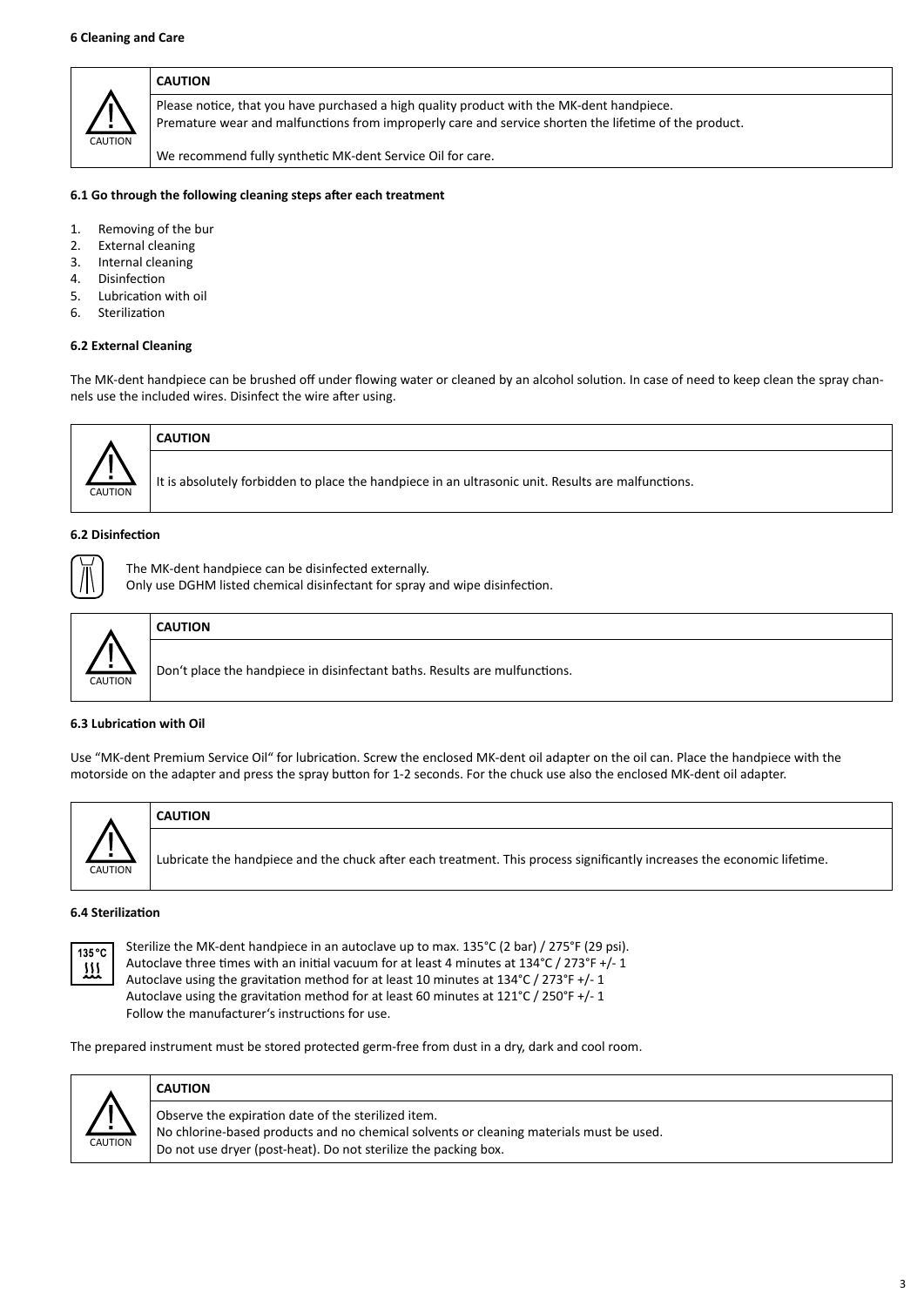## 6 Cleaning and Care

| CAUTION | CAUTION |
|---|---|
| | Please notice, that you have purchased a high quality product with the MK-dent handpiece.<br>Premature wear and malfunctions from improperly care and service shorten the lifetime of the product.<br><br>We recommend fully synthetic MK-dent Service Oil for care. |

### 6.1 Go through the following cleaning steps after each treatment

1. Removing of the bur
2. External cleaning
3. Internal cleaning
4. Disinfection
5. Lubrication with oil
6. Sterilization

### 6.2 External Cleaning

The MK-dent handpiece can be brushed off under flowing water or cleaned by an alcohol solution. In case of need to keep clean the spray channels use the included wires. Disinfect the wire after using.

| CAUTION | CAUTION |
|---|---|
| | It is absolutely forbidden to place the handpiece in an ultrasonic unit. Results are malfunctions. |

### 6.2 Disinfection

The MK-dent handpiece can be disinfected externally.
Only use DGHM listed chemical disinfectant for spray and wipe disinfection.

| CAUTION | CAUTION |
|---|---|
| | Don't place the handpiece in disinfectant baths. Results are mulfunctions. |

### 6.3 Lubrication with Oil

Use "MK-dent Premium Service Oil" for lubrication. Screw the enclosed MK-dent oil adapter on the oil can. Place the handpiece with the motorside on the adapter and press the spray button for 1-2 seconds. For the chuck use also the enclosed MK-dent oil adapter.

| CAUTION | CAUTION |
|---|---|
| | Lubricate the handpiece and the chuck after each treatment. This process significantly increases the economic lifetime. |

### 6.4 Sterilization

135°C

Sterilize the MK-dent handpiece in an autoclave up to max. 135°C (2 bar) / 275°F (29 psi).
Autoclave three times with an initial vacuum for at least 4 minutes at 134°C / 273°F +/- 1
Autoclave using the gravitation method for at least 10 minutes at 134°C / 273°F +/- 1
Autoclave using the gravitation method for at least 60 minutes at 121°C / 250°F +/- 1
Follow the manufacturer's instructions for use.

The prepared instrument must be stored protected germ-free from dust in a dry, dark and cool room.

| CAUTION | CAUTION |
|---|---|
| | Observe the expiration date of the sterilized item.<br>No chlorine-based products and no chemical solvents or cleaning materials must be used.<br>Do not use dryer (post-heat). Do not sterilize the packing box. |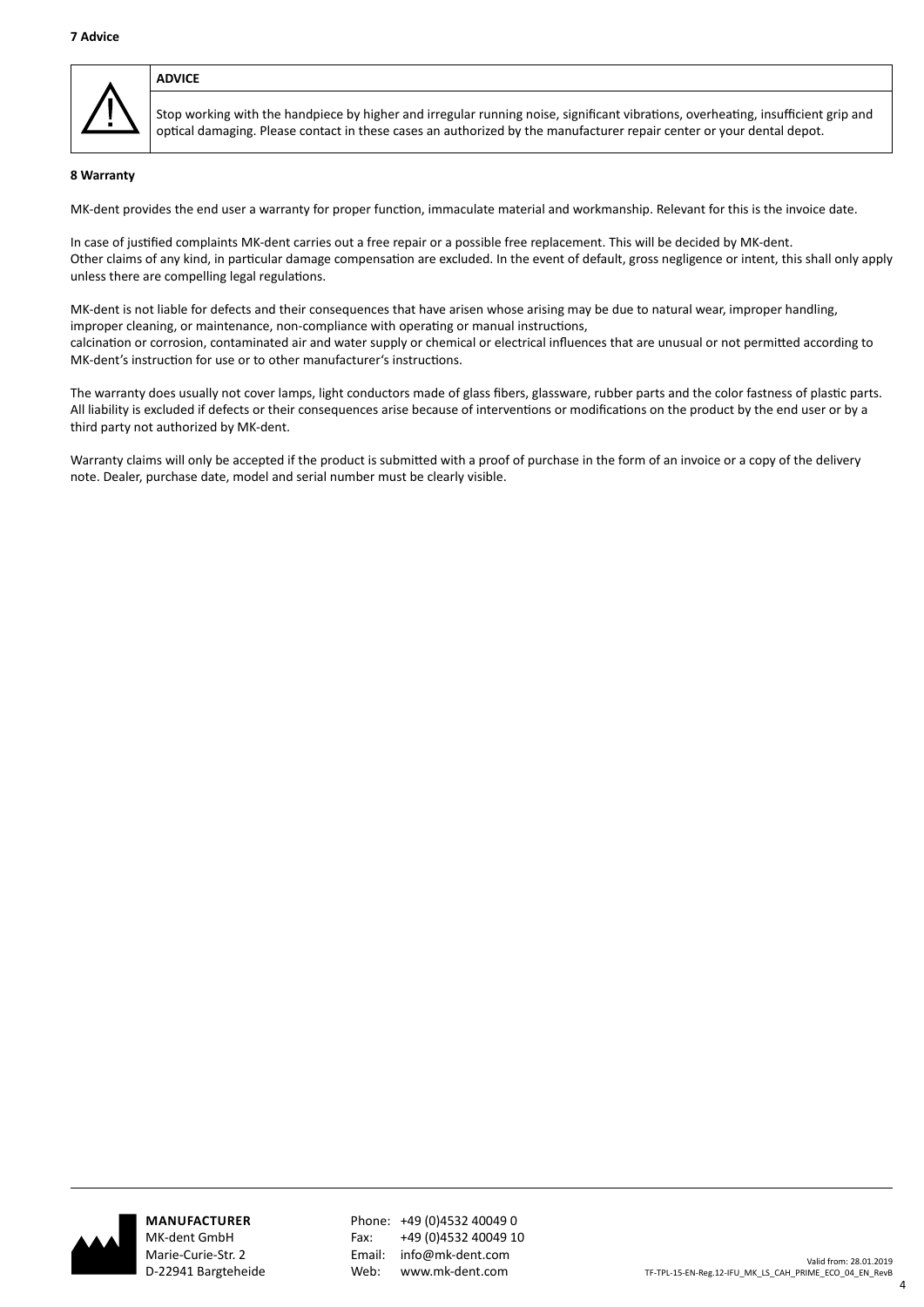## 7 Advice

| | |
|---|---|
| ! | **ADVICE** |
| | Stop working with the handpiece by higher and irregular running noise, significant vibrations, overheating, insufficient grip and optical damaging. Please contact in these cases an authorized by the manufacturer repair center or your dental depot. |

## 8 Warranty

MK-dent provides the end user a warranty for proper function, immaculate material and workmanship. Relevant for this is the invoice date.

In case of justified complaints MK-dent carries out a free repair or a possible free replacement. This will be decided by MK-dent.
Other claims of any kind, in particular damage compensation are excluded. In the event of default, gross negligence or intent, this shall only apply unless there are compelling legal regulations.

MK-dent is not liable for defects and their consequences that have arisen whose arising may be due to natural wear, improper handling, improper cleaning, or maintenance, non-compliance with operating or manual instructions,
calcination or corrosion, contaminated air and water supply or chemical or electrical influences that are unusual or not permitted according to MK-dent's instruction for use or to other manufacturer's instructions.

The warranty does usually not cover lamps, light conductors made of glass fibers, glassware, rubber parts and the color fastness of plastic parts. All liability is excluded if defects or their consequences arise because of interventions or modifications on the product by the end user or by a third party not authorized by MK-dent.

Warranty claims will only be accepted if the product is submitted with a proof of purchase in the form of an invoice or a copy of the delivery note. Dealer, purchase date, model and serial number must be clearly visible.

**MANUFACTURER**
MK-dent GmbH
Marie-Curie-Str. 2
D-22941 Bargteheide

Phone: +49 (0)4532 40049 0
Fax: +49 (0)4532 40049 10
Email: info@mk-dent.com
Web: www.mk-dent.com

Valid from: 28.01.2019
TF-TPL-15-EN-Reg.12-IFU_MK_LS_CAH_PRIME_ECO_04_EN_RevB